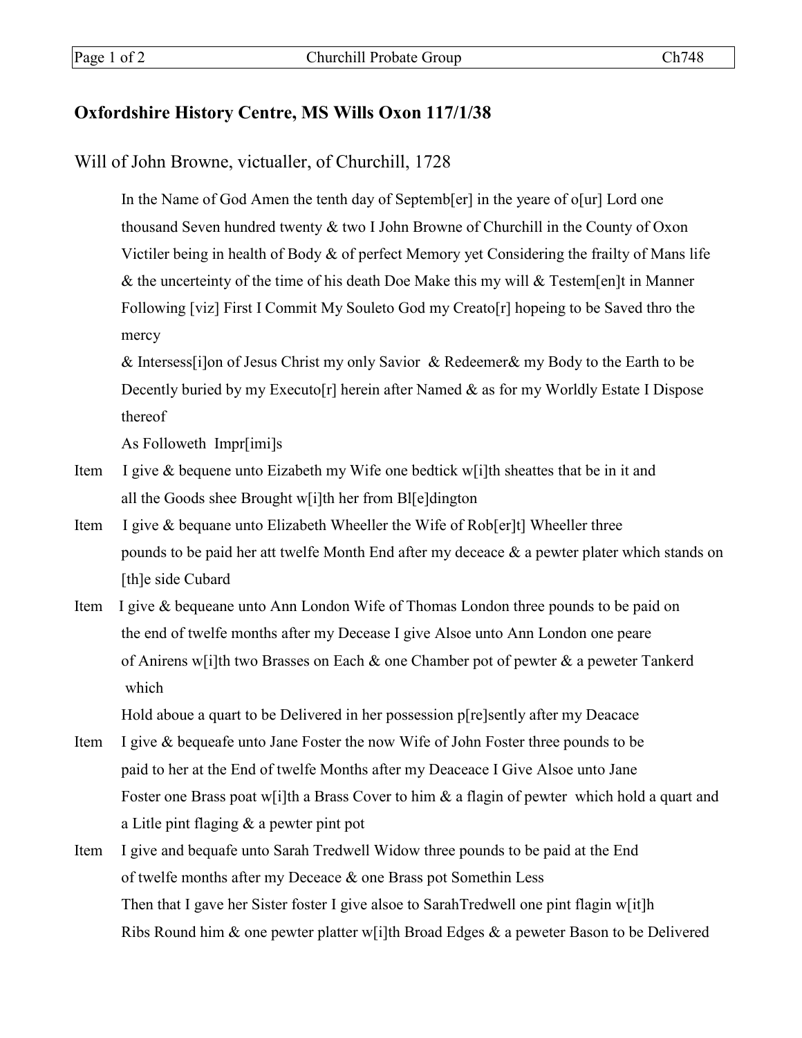## Oxfordshire History Centre, MS Wills Oxon 117/1/38

Will of John Browne, victualler, of Churchill, 1728

In the Name of God Amen the tenth day of Septemb[er] in the yeare of o[ur] Lord one thousand Seven hundred twenty & two I John Browne of Churchill in the County of Oxon Victiler being in health of Body & of perfect Memory yet Considering the frailty of Mans life & the uncerteinty of the time of his death Doe Make this my will & Testem[en]t in Manner Following [viz] First I Commit My Souleto God my Creato[r] hopeing to be Saved thro the mercy
& Intersess[i]on of Jesus Christ my only Savior & Redeemer& my Body to the Earth to be Decently buried by my Executo[r] herein after Named & as for my Worldly Estate I Dispose thereof
As Followeth Impr[imi]s

Item I give & bequene unto Eizabeth my Wife one bedtick w[i]th sheattes that be in it and all the Goods shee Brought w[i]th her from Bl[e]dington

Item I give & bequane unto Elizabeth Wheeller the Wife of Rob[er]t] Wheeller three pounds to be paid her att twelfe Month End after my deceace & a pewter plater which stands on [th]e side Cubard

Item I give & bequeane unto Ann London Wife of Thomas London three pounds to be paid on the end of twelfe months after my Decease I give Alsoe unto Ann London one peare of Anirens w[i]th two Brasses on Each & one Chamber pot of pewter & a peweter Tankerd which
Hold aboue a quart to be Delivered in her possession p[re]sently after my Deacace

Item I give & bequeafe unto Jane Foster the now Wife of John Foster three pounds to be paid to her at the End of twelfe Months after my Deaceace I Give Alsoe unto Jane Foster one Brass poat w[i]th a Brass Cover to him & a flagin of pewter which hold a quart and a Litle pint flaging & a pewter pint pot

Item I give and bequafe unto Sarah Tredwell Widow three pounds to be paid at the End of twelfe months after my Deceace & one Brass pot Somethin Less
Then that I gave her Sister foster I give alsoe to SarahTredwell one pint flagin w[it]h Ribs Round him & one pewter platter w[i]th Broad Edges & a peweter Bason to be Delivered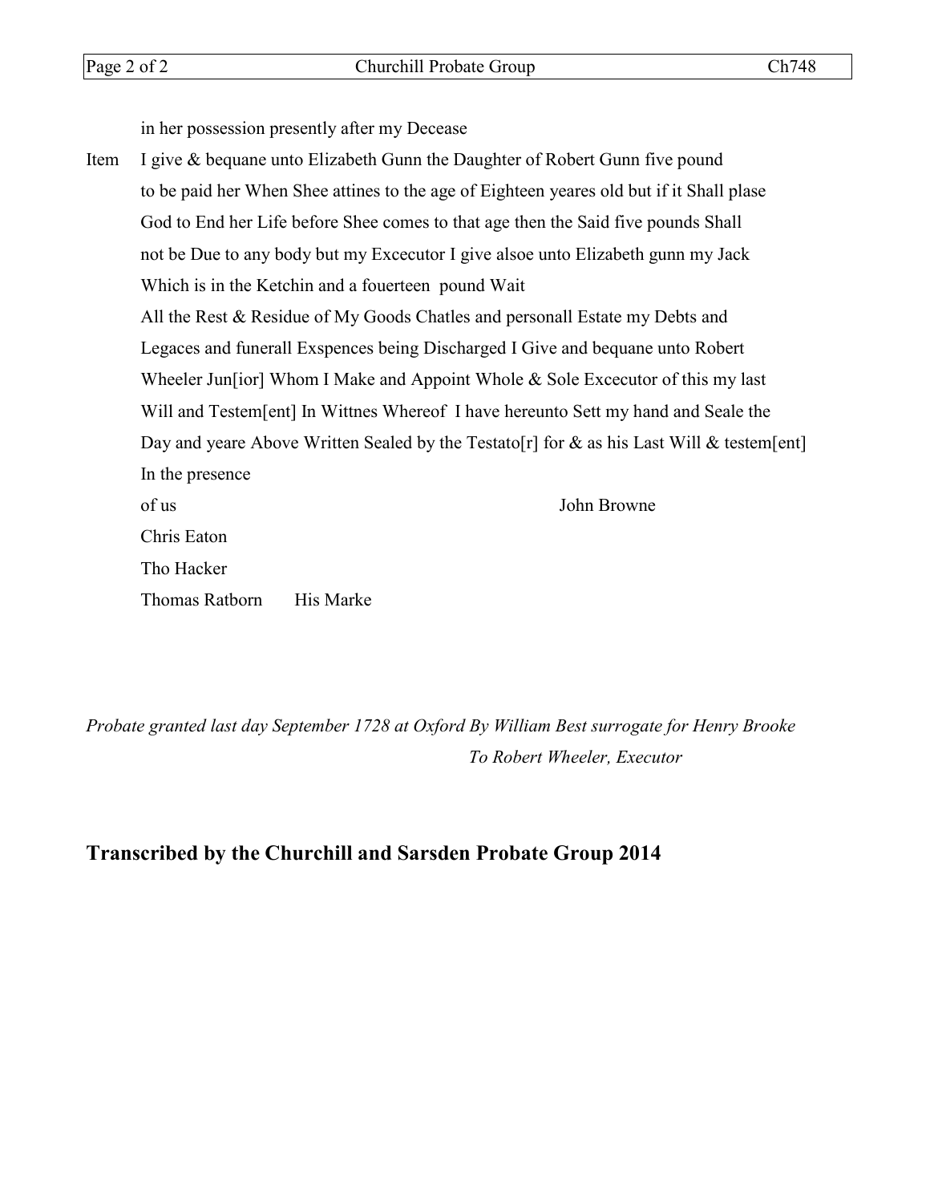in her possession presently after my Decease

Item I give & bequane unto Elizabeth Gunn the Daughter of Robert Gunn five pound to be paid her When Shee attines to the age of Eighteen yeares old but if it Shall plase God to End her Life before Shee comes to that age then the Said five pounds Shall not be Due to any body but my Excecutor I give alsoe unto Elizabeth gunn my Jack Which is in the Ketchin and a fouerteen pound Wait

All the Rest & Residue of My Goods Chatles and personall Estate my Debts and Legaces and funerall Exspences being Discharged I Give and bequane unto Robert Wheeler Jun[ior] Whom I Make and Appoint Whole & Sole Excecutor of this my last Will and Testem[ent] In Wittnes Whereof I have hereunto Sett my hand and Seale the Day and yeare Above Written Sealed by the Testato[r] for & as his Last Will & testem[ent]

In the presence
of us John Browne
Chris Eaton
Tho Hacker
Thomas Ratborn His Marke

*Probate granted last day September 1728 at Oxford By William Best surrogate for Henry Brooke To Robert Wheeler, Executor*

**Transcribed by the Churchill and Sarsden Probate Group 2014**